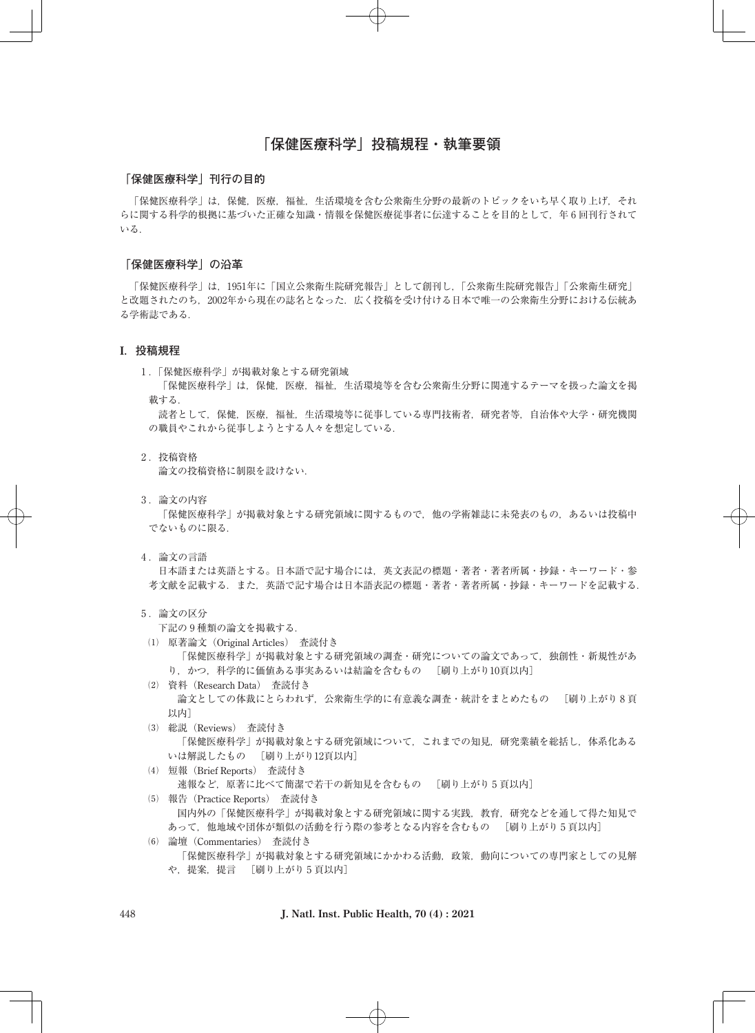# 「保健医療科学」投稿規程・執筆要領

## 「保健医療科学」刊行の目的

「保健医療科学」は，保健，医療，福祉，生活環境を含む公衆衛生分野の最新のトピックをいち早く取り上げ，それらに関する科学的根拠に基づいた正確な知識・情報を保健医療従事者に伝達することを目的として，年 6 回刊行されている．

## 「保健医療科学」の沿革

「保健医療科学」は，1951年に「国立公衆衛生院研究報告」として創刊し，「公衆衛生院研究報告」「公衆衛生研究」と改題されたのち，2002年から現在の誌名となった．広く投稿を受け付ける日本で唯一の公衆衛生分野における伝統ある学術誌である．

## I. 投稿規程

1．「保健医療科学」が掲載対象とする研究領域

「保健医療科学」は，保健，医療，福祉，生活環境等を含む公衆衛生分野に関連するテーマを扱った論文を掲載する．

読者として，保健，医療，福祉，生活環境等に従事している専門技術者，研究者等，自治体や大学・研究機関の職員やこれから従事しようとする人々を想定している．

2．投稿資格

論文の投稿資格に制限を設けない．

3．論文の内容

「保健医療科学」が掲載対象とする研究領域に関するもので，他の学術雑誌に未発表のもの，あるいは投稿中でないものに限る．

4．論文の言語

日本語または英語とする。日本語で記す場合には，英文表記の標題・著者・著者所属・抄録・キーワード・参考文献を記載する．また，英語で記す場合は日本語表記の標題・著者・著者所属・抄録・キーワードを記載する．

5．論文の区分

下記の 9 種類の論文を掲載する．

(1) 原著論文（Original Articles） 査読付き

「保健医療科学」が掲載対象とする研究領域の調査・研究についての論文であって，独創性・新規性があり，かつ，科学的に価値ある事実あるいは結論を含むもの ［刷り上がり10頁以内］

(2) 資料（Research Data） 査読付き

論文としての体裁にとらわれず，公衆衛生学的に有意義な調査・統計をまとめたもの ［刷り上がり 8 頁以内］

(3) 総説（Reviews） 査読付き

「保健医療科学」が掲載対象とする研究領域について，これまでの知見，研究業績を総括し，体系化あるいは解説したもの ［刷り上がり12頁以内］

(4) 短報（Brief Reports） 査読付き

速報など，原著に比べて簡潔で若干の新知見を含むもの ［刷り上がり 5 頁以内］

(5) 報告（Practice Reports） 査読付き

国内外の「保健医療科学」が掲載対象とする研究領域に関する実践，教育，研究などを通して得た知見であって，他地域や団体が類似の活動を行う際の参考となる内容を含むもの ［刷り上がり 5 頁以内］

(6) 論壇（Commentaries） 査読付き

「保健医療科学」が掲載対象とする研究領域にかかわる活動，政策，動向についての専門家としての見解や，提案，提言 ［刷り上がり 5 頁以内］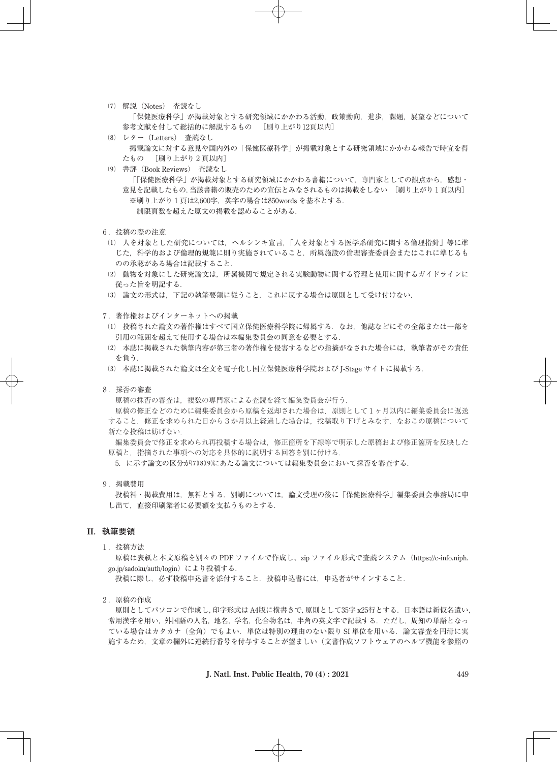⑺ 解説（Notes） 査読なし

「保健医療科学」が掲載対象とする研究領域にかかわる活動，政策動向，進歩，課題，展望などについて参考文献を付して総括的に解説するもの ［刷り上がり12頁以内］

⑻ レター（Letters） 査読なし

掲載論文に対する意見や国内外の「保健医療科学」が掲載対象とする研究領域にかかわる報告で時宜を得たもの ［刷り上がり２頁以内］

⑼ 書評（Book Reviews） 査読なし

「「保健医療科学」が掲載対象とする研究領域にかかわる書籍について，専門家としての観点から，感想・意見を記載したもの．当該書籍の販売のための宣伝とみなされるものは掲載をしない ［刷り上がり１頁以内］

※刷り上がり１頁は2,600字，英字の場合は850words を基本とする．

制限頁数を超えた原文の掲載を認めることがある．

６．投稿の際の注意

⑴ 人を対象とした研究については，ヘルシンキ宣言，「人を対象とする医学系研究に関する倫理指針」等に準じた，科学的および倫理的規範に則り実施されていること．所属施設の倫理審査委員会またはこれに準じるものの承認がある場合は記載すること．

⑵ 動物を対象にした研究論文は，所属機関で規定される実験動物に関する管理と使用に関するガイドラインに従った旨を明記する．

⑶ 論文の形式は，下記の執筆要領に従うこと．これに反する場合は原則として受け付けない．

７．著作権およびインターネットへの掲載

⑴ 投稿された論文の著作権はすべて国立保健医療科学院に帰属する．なお，他誌などにその全部または一部を引用の範囲を超えて使用する場合は本編集委員会の同意を必要とする．

⑵ 本誌に掲載された執筆内容が第三者の著作権を侵害するなどの指摘がなされた場合には，執筆者がその責任を負う．

⑶ 本誌に掲載された論文は全文を電子化し国立保健医療科学院および J-Stage サイトに掲載する．

８．採否の審査

原稿の採否の審査は，複数の専門家による査読を経て編集委員会が行う．

原稿の修正などのために編集委員会から原稿を返却された場合は，原則として１ヶ月以内に編集委員会に返送すること．修正を求められた日から３か月以上経過した場合は，投稿取り下げとみなす．なおこの原稿について新たな投稿は妨げない．

編集委員会で修正を求められ再投稿する場合は，修正箇所を下線等で明示した原稿および修正箇所を反映した原稿と，指摘された事項への対応を具体的に説明する回答を別に付ける．

5. に示す論文の区分が⑺⑻⑼にあたる論文については編集委員会において採否を審査する．

９．掲載費用

投稿料・掲載費用は，無料とする．別刷については，論文受理の後に「保健医療科学」編集委員会事務局に申し出て，直接印刷業者に必要額を支払うものとする．

## II. 執筆要領

１．投稿方法

原稿は表紙と本文原稿を別々の PDF ファイルで作成し、zip ファイル形式で査読システム（https://c-info.niph.go.jp/sadoku/auth/login）により投稿する．

投稿に際し，必ず投稿申込書を添付すること．投稿申込書には，申込者がサインすること．

２．原稿の作成

原則としてパソコンで作成し，印字形式は A4版に横書きで，原則として35字 x25行とする．日本語は新仮名遣い，常用漢字を用い，外国語の人名，地名，学名，化合物名は，半角の英文字で記載する．ただし，周知の単語となっている場合はカタカナ（全角）でもよい．単位は特別の理由のない限り SI 単位を用いる．論文審査を円滑に実施するため，文章の欄外に連続行番号を付与することが望ましい（文書作成ソフトウェアのヘルプ機能を参照の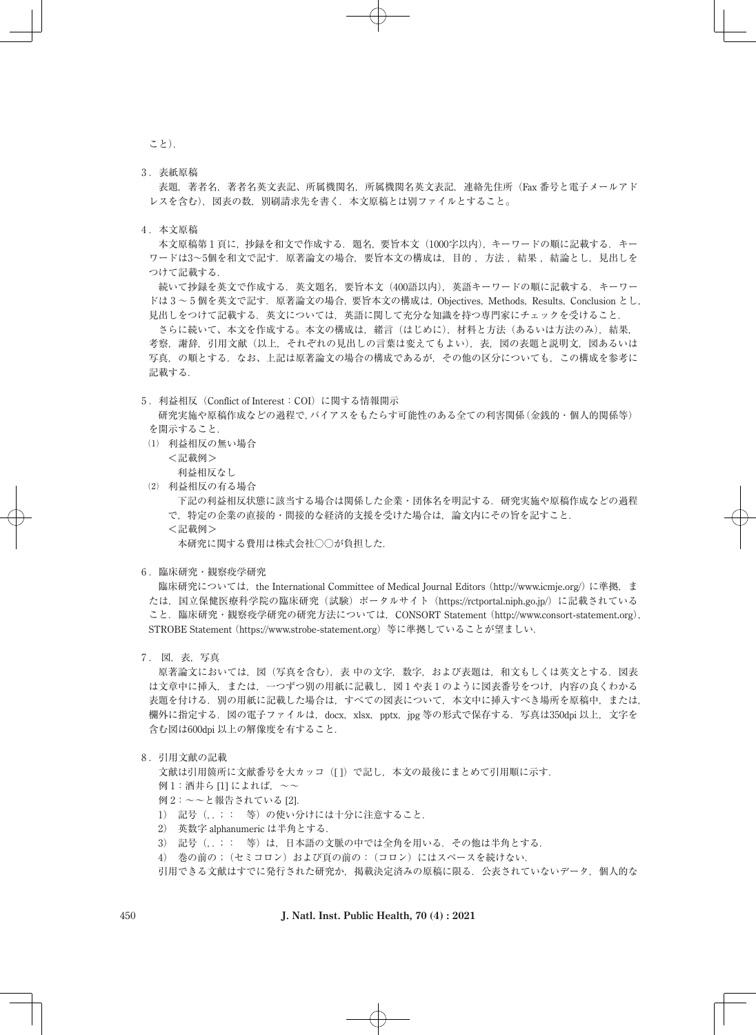こと）．

3．表紙原稿

表題，著者名，著者名英文表記，所属機関名，所属機関名英文表記，連絡先住所（Fax 番号と電子メールアドレスを含む），図表の数，別刷請求先を書く．本文原稿とは別ファイルとすること。

4．本文原稿

本文原稿第1頁に，抄録を和文で作成する．題名，要旨本文（1000字以内），キーワードの順に記載する．キーワードは3〜5個を和文で記す．原著論文の場合，要旨本文の構成は，目的，方法，結果，結論とし，見出しをつけて記載する．

続いて抄録を英文で作成する．英文題名，要旨本文（400語以内），英語キーワードの順に記載する．キーワードは3〜5個を英文で記す．原著論文の場合，要旨本文の構成は，Objectives，Methods，Results，Conclusion とし，見出しをつけて記載する．英文については，英語に関して充分な知識を持つ専門家にチェックを受けること．

さらに続いて，本文を作成する。本文の構成は，緒言（はじめに），材料と方法（あるいは方法のみ），結果，考察，謝辞，引用文献（以上，それぞれの見出しの言葉は変えてもよい），表，図の表題と説明文，図あるいは写真，の順とする．なお，上記は原著論文の場合の構成であるが，その他の区分についても，この構成を参考に記載する．

5．利益相反（Conflict of Interest：COI）に関する情報開示

研究実施や原稿作成などの過程で，バイアスをもたらす可能性のある全ての利害関係（金銭的・個人的関係等）を開示すること．

⑴ 利益相反の無い場合

＜記載例＞

利益相反なし

⑵ 利益相反の有る場合

下記の利益相反状態に該当する場合は関係した企業・団体名を明記する．研究実施や原稿作成などの過程で，特定の企業の直接的・間接的な経済的支援を受けた場合は，論文内にその旨を記すこと．

＜記載例＞

本研究に関する費用は株式会社○○が負担した．

6．臨床研究・観察疫学研究

臨床研究については，the International Committee of Medical Journal Editors（http://www.icmje.org/）に準拠，または，国立保健医療科学院の臨床研究（試験）ポータルサイト（https://rctportal.niph.go.jp/）に記載されていること．臨床研究・観察疫学研究の研究方法については，CONSORT Statement（http://www.consort-statement.org），STROBE Statement（https://www.strobe-statement.org）等に準拠していることが望ましい．

7．図，表，写真

原著論文においては，図（写真を含む），表 中の文字，数字，および表題は，和文もしくは英文とする．図表は文章中に挿入，または，一つずつ別の用紙に記載し，図1や表1のように図表番号をつけ，内容の良くわかる表題を付ける．別の用紙に記載した場合は，すべての図表について，本文中に挿入すべき場所を原稿中，または，欄外に指定する．図の電子ファイルは，docx，xlsx，pptx，jpg 等の形式で保存する．写真は350dpi 以上，文字を含む図は600dpi 以上の解像度を有すること．

8．引用文献の記載

文献は引用箇所に文献番号を大カッコ（[ ]）で記し，本文の最後にまとめて引用順に示す．

例1：酒井ら [1] によれば，〜〜

例2：〜〜と報告されている [2].

1） 記号（, . ; :　等）の使い分けには十分に注意すること．

2） 英数字 alphanumeric は半角とする．

3） 記号（, . ; :　等）は，日本語の文脈の中では全角を用いる．その他は半角とする．

4） 巻の前の；（セミコロン）および頁の前の：（コロン）にはスペースを続けない．

引用できる文献はすでに発行された研究か，掲載決定済みの原稿に限る．公表されていないデータ，個人的な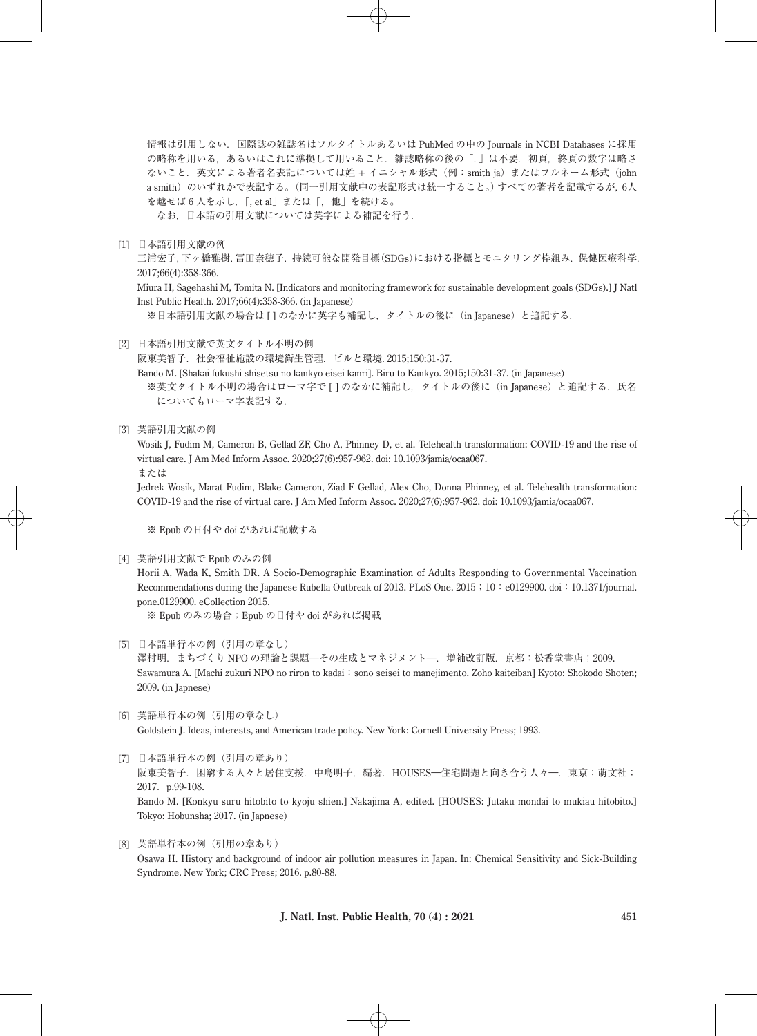情報は引用しない．国際誌の雑誌名はフルタイトルあるいは PubMed の中の Journals in NCBI Databases に採用の略称を用いる，あるいはこれに準拠して用いること．雑誌略称の後の「.」は不要．初頁，終頁の数字は略さないこと．英文による著者名表記については姓＋イニシャル形式（例：smith ja）またはフルネーム形式（john a smith）のいずれかで表記する。（同一引用文献中の表記形式は統一すること。）すべての著者を記載するが，6人を越せば 6 人を示し，「, et al」または「，他」を続ける。

なお，日本語の引用文献については英字による補記を行う．

[1] 日本語引用文献の例

三浦宏子, 下ヶ橋雅樹, 冨田奈穂子．持続可能な開発目標（SDGs）における指標とモニタリング枠組み．保健医療科学. 2017;66(4):358-366.

Miura H, Sagehashi M, Tomita N. [Indicators and monitoring framework for sustainable development goals (SDGs).] J Natl Inst Public Health. 2017;66(4):358-366. (in Japanese)

※日本語引用文献の場合は [ ] のなかに英字も補記し，タイトルの後に（in Japanese）と追記する．

[2] 日本語引用文献で英文タイトル不明の例

阪東美智子．社会福祉施設の環境衛生管理．ビルと環境. 2015;150:31-37.

Bando M. [Shakai fukushi shisetsu no kankyo eisei kanri]. Biru to Kankyo. 2015;150:31-37. (in Japanese)

※英文タイトル不明の場合はローマ字で [ ] のなかに補記し，タイトルの後に（in Japanese）と追記する．氏名についてもローマ字表記する．

[3] 英語引用文献の例

Wosik J, Fudim M, Cameron B, Gellad ZF, Cho A, Phinney D, et al. Telehealth transformation: COVID-19 and the rise of virtual care. J Am Med Inform Assoc. 2020;27(6):957-962. doi: 10.1093/jamia/ocaa067.

または

Jedrek Wosik, Marat Fudim, Blake Cameron, Ziad F Gellad, Alex Cho, Donna Phinney, et al. Telehealth transformation: COVID-19 and the rise of virtual care. J Am Med Inform Assoc. 2020;27(6):957-962. doi: 10.1093/jamia/ocaa067.

※ Epub の日付や doi があれば記載する

[4] 英語引用文献で Epub のみの例

Horii A, Wada K, Smith DR. A Socio-Demographic Examination of Adults Responding to Governmental Vaccination Recommendations during the Japanese Rubella Outbreak of 2013. PLoS One. 2015；10：e0129900. doi：10.1371/journal.pone.0129900. eCollection 2015.

※ Epub のみの場合；Epub の日付や doi があれば掲載

[5] 日本語単行本の例（引用の章なし）

澤村明．まちづくり NPO の理論と課題―その生成とマネジメント―．増補改訂版．京都：松香堂書店；2009.

Sawamura A. [Machi zukuri NPO no riron to kadai：sono seisei to manejimento. Zoho kaiteiban] Kyoto: Shokodo Shoten; 2009. (in Japnese)

[6] 英語単行本の例（引用の章なし）

Goldstein J. Ideas, interests, and American trade policy. New York: Cornell University Press; 1993.

[7] 日本語単行本の例（引用の章あり）

阪東美智子．困窮する人々と居住支援．中島明子，編著．HOUSES―住宅問題と向き合う人々―．東京：萌文社；2017．p.99-108.

Bando M. [Konkyu suru hitobito to kyoju shien.] Nakajima A, edited. [HOUSES: Jutaku mondai to mukiau hitobito.] Tokyo: Hobunsha; 2017. (in Japnese)

[8] 英語単行本の例（引用の章あり）

Osawa H. History and background of indoor air pollution measures in Japan. In: Chemical Sensitivity and Sick-Building Syndrome. New York; CRC Press; 2016. p.80-88.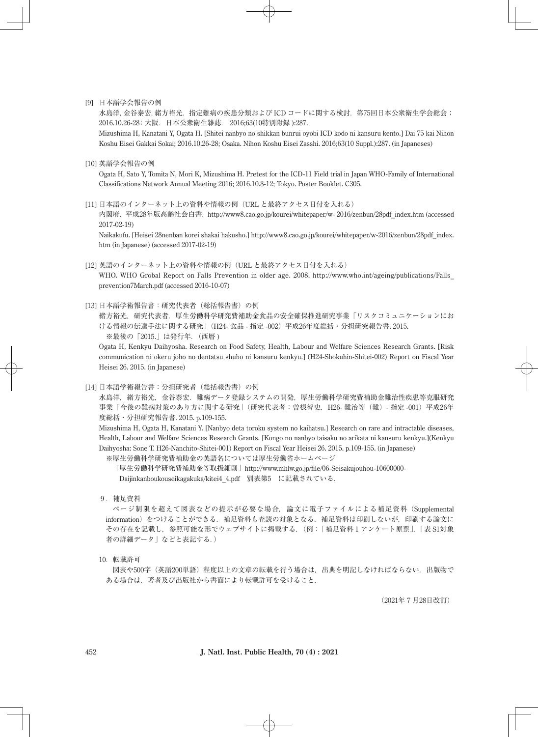[9] 日本語学会報告の例

水島洋, 金谷泰宏, 緒方裕光．指定難病の疾患分類および ICD コードに関する検討．第75回日本公衆衛生学会総会；2016.10.26-28；大阪．日本公衆衛生雑誌．2016;63(10特別附録):287.

Mizushima H, Kanatani Y, Ogata H. [Shitei nanbyo no shikkan bunrui oyobi ICD kodo ni kansuru kento.] Dai 75 kai Nihon Koshu Eisei Gakkai Sokai; 2016.10.26-28; Osaka. Nihon Koshu Eisei Zasshi. 2016;63(10 Suppl.):287. (in Japaneses)

[10] 英語学会報告の例

Ogata H, Sato Y, Tomita N, Mori K, Mizushima H. Pretest for the ICD-11 Field trial in Japan WHO-Family of International Classifications Network Annual Meeting 2016; 2016.10.8-12; Tokyo. Poster Booklet. C305.

[11] 日本語のインターネット上の資料や情報の例（URL と最終アクセス日付を入れる）

内閣府．平成28年版高齢社会白書．http://www8.cao.go.jp/kourei/whitepaper/w- 2016/zenbun/28pdf_index.htm (accessed 2017-02-19)

Naikakufu. [Heisei 28nenban korei shakai hakusho.] http://www8.cao.go.jp/kourei/whitepaper/w-2016/zenbun/28pdf_index.htm (in Japanese) (accessed 2017-02-19)

[12] 英語のインターネット上の資料や情報の例（URL と最終アクセス日付を入れる）

WHO. WHO Grobal Report on Falls Prevention in older age. 2008. http://www.who.int/ageing/publications/Falls_prevention7March.pdf (accessed 2016-10-07)

[13] 日本語学術報告書：研究代表者（総括報告書）の例

緒方裕光．研究代表者．厚生労働科学研究費補助金食品の安全確保推進研究事業「リスクコミュニケーションにおける情報の伝達手法に関する研究」(H24- 食品 - 指定 -002）平成26年度総括・分担研究報告書. 2015.

※最後の「2015.」は発行年．(西暦)

Ogata H, Kenkyu Daihyosha. Research on Food Safety, Health, Labour and Welfare Sciences Research Grants. [Risk communication ni okeru joho no dentatsu shuho ni kansuru kenkyu.] (H24-Shokuhin-Shitei-002) Report on Fiscal Year Heisei 26. 2015. (in Japanese)

[14] 日本語学術報告書：分担研究者（総括報告書）の例

水島洋，緒方裕光，金谷泰宏．難病データ登録システムの開発．厚生労働科学研究費補助金難治性疾患等克服研究事業「今後の難病対策のあり方に関する研究」(研究代表者：曽根智史．H26- 難治等（難）- 指定 -001）平成26年度総括・分担研究報告書. 2015. p.109-155.

Mizushima H, Ogata H, Kanatani Y. [Nanbyo deta toroku system no kaihatsu.] Research on rare and intractable diseases, Health, Labour and Welfare Sciences Research Grants. [Kongo no nanbyo taisaku no arikata ni kansuru kenkyu.](Kenkyu Daihyosha: Sone T. H26-Nanchito-Shitei-001) Report on Fiscal Year Heisei 26. 2015. p.109-155. (in Japanese)

※厚生労働科学研究費補助金の英語名については厚生労働省ホームページ

「厚生労働科学研究費補助金等取扱細則」http://www.mhlw.go.jp/file/06-Seisakujouhou-10600000-Daijinkanboukouseikagakuka/kitei4_4.pdf　別表第5　に記載されている．

## 9．補足資料

ページ制限を超えて図表などの提示が必要な場合，論文に電子ファイルによる補足資料（Supplemental information）をつけることができる．補足資料も査読の対象となる．補足資料は印刷しないが，印刷する論文にその存在を記載し，参照可能な形でウェブサイトに掲載する．(例：「補足資料 1 アンケート原票」,「表 S1対象者の詳細データ」などと表記する．)

## 10．転載許可

図表や500字（英語200単語）程度以上の文章の転載を行う場合は，出典を明記しなければならない．出版物である場合は，著者及び出版社から書面により転載許可を受けること．

（2021年 7 月28日改訂）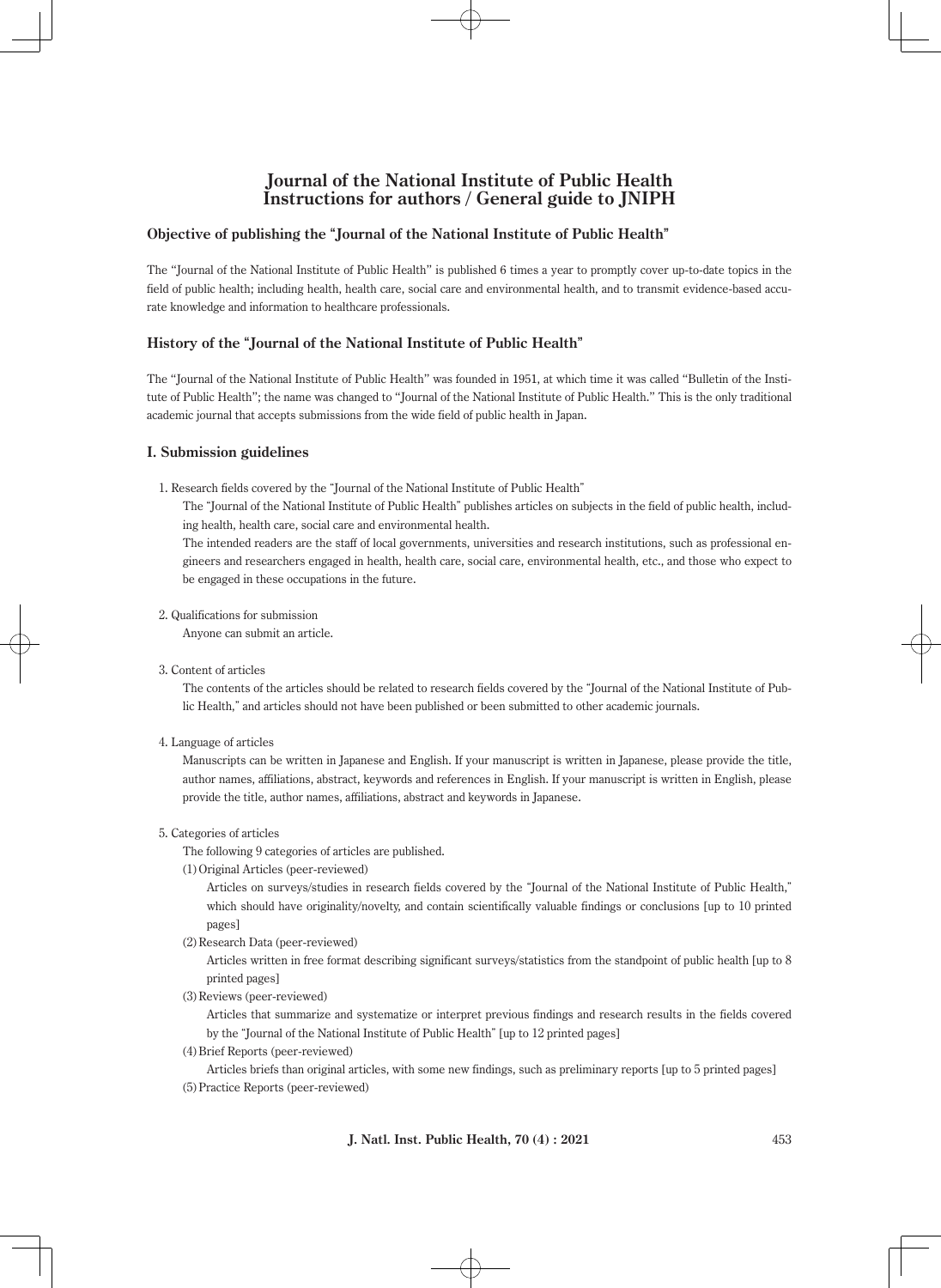# Journal of the National Institute of Public Health Instructions for authors / General guide to JNIPH

## Objective of publishing the "Journal of the National Institute of Public Health"

The "Journal of the National Institute of Public Health" is published 6 times a year to promptly cover up-to-date topics in the field of public health; including health, health care, social care and environmental health, and to transmit evidence-based accurate knowledge and information to healthcare professionals.

## History of the "Journal of the National Institute of Public Health"

The "Journal of the National Institute of Public Health" was founded in 1951, at which time it was called "Bulletin of the Institute of Public Health"; the name was changed to "Journal of the National Institute of Public Health." This is the only traditional academic journal that accepts submissions from the wide field of public health in Japan.

## I. Submission guidelines

1. Research fields covered by the "Journal of the National Institute of Public Health"

   The "Journal of the National Institute of Public Health" publishes articles on subjects in the field of public health, including health, health care, social care and environmental health.

   The intended readers are the staff of local governments, universities and research institutions, such as professional engineers and researchers engaged in health, health care, social care, environmental health, etc., and those who expect to be engaged in these occupations in the future.

2. Qualifications for submission

   Anyone can submit an article.

3. Content of articles

   The contents of the articles should be related to research fields covered by the "Journal of the National Institute of Public Health," and articles should not have been published or been submitted to other academic journals.

4. Language of articles

   Manuscripts can be written in Japanese and English. If your manuscript is written in Japanese, please provide the title, author names, affiliations, abstract, keywords and references in English. If your manuscript is written in English, please provide the title, author names, affiliations, abstract and keywords in Japanese.

5. Categories of articles

   The following 9 categories of articles are published.

   (1) Original Articles (peer-reviewed)

   Articles on surveys/studies in research fields covered by the "Journal of the National Institute of Public Health," which should have originality/novelty, and contain scientifically valuable findings or conclusions [up to 10 printed pages]

   (2) Research Data (peer-reviewed)

   Articles written in free format describing significant surveys/statistics from the standpoint of public health [up to 8 printed pages]

   (3) Reviews (peer-reviewed)

   Articles that summarize and systematize or interpret previous findings and research results in the fields covered by the "Journal of the National Institute of Public Health" [up to 12 printed pages]

   (4) Brief Reports (peer-reviewed)

   Articles briefs than original articles, with some new findings, such as preliminary reports [up to 5 printed pages]

   (5) Practice Reports (peer-reviewed)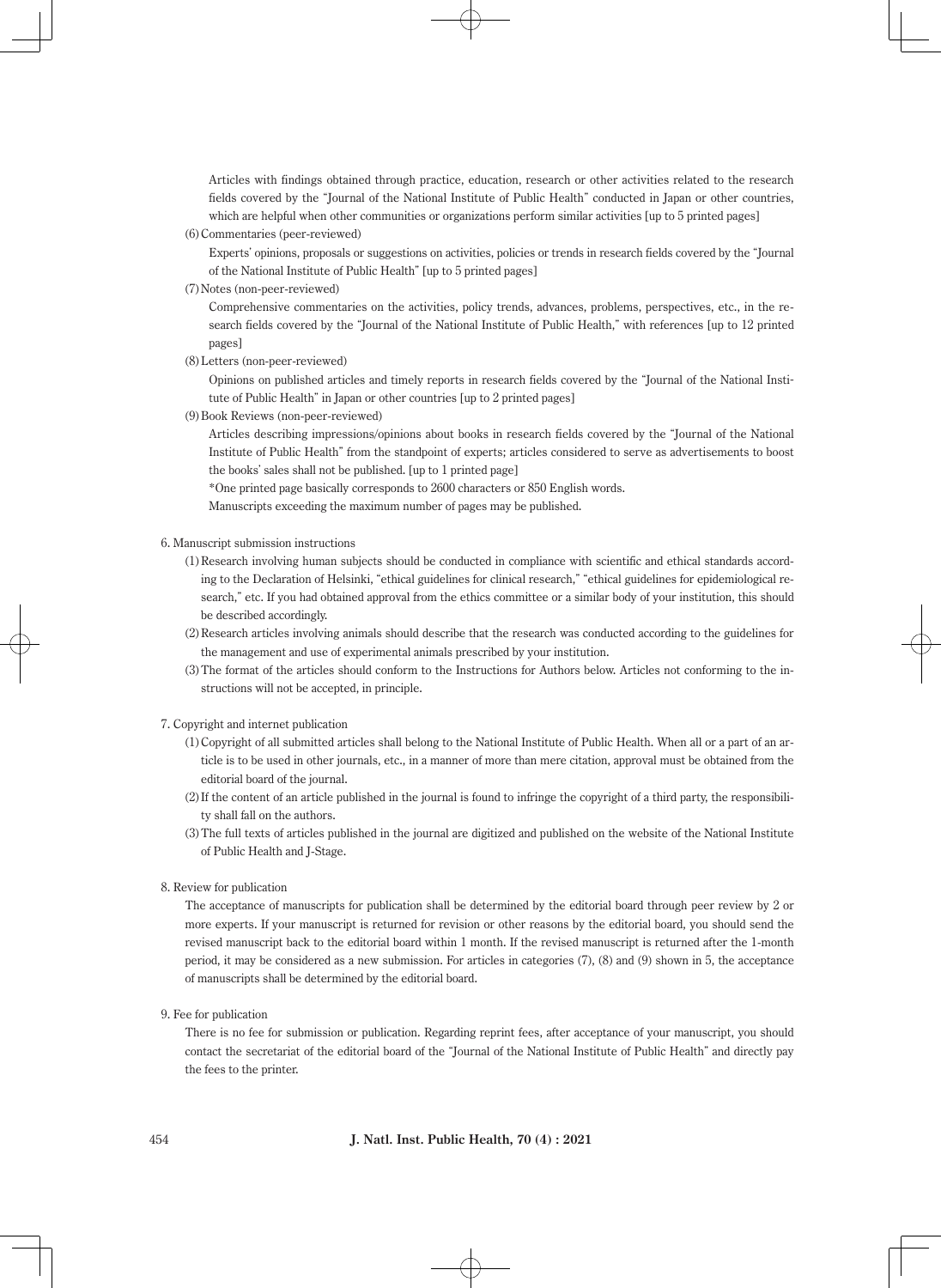Articles with findings obtained through practice, education, research or other activities related to the research fields covered by the "Journal of the National Institute of Public Health" conducted in Japan or other countries, which are helpful when other communities or organizations perform similar activities [up to 5 printed pages]

(6) Commentaries (peer-reviewed)

Experts' opinions, proposals or suggestions on activities, policies or trends in research fields covered by the "Journal of the National Institute of Public Health" [up to 5 printed pages]

(7) Notes (non-peer-reviewed)

Comprehensive commentaries on the activities, policy trends, advances, problems, perspectives, etc., in the research fields covered by the "Journal of the National Institute of Public Health," with references [up to 12 printed pages]

(8) Letters (non-peer-reviewed)

Opinions on published articles and timely reports in research fields covered by the "Journal of the National Institute of Public Health" in Japan or other countries [up to 2 printed pages]

(9) Book Reviews (non-peer-reviewed)

Articles describing impressions/opinions about books in research fields covered by the "Journal of the National Institute of Public Health" from the standpoint of experts; articles considered to serve as advertisements to boost the books' sales shall not be published. [up to 1 printed page]

*One printed page basically corresponds to 2600 characters or 850 English words.

Manuscripts exceeding the maximum number of pages may be published.

6. Manuscript submission instructions

(1) Research involving human subjects should be conducted in compliance with scientific and ethical standards according to the Declaration of Helsinki, "ethical guidelines for clinical research," "ethical guidelines for epidemiological research," etc. If you had obtained approval from the ethics committee or a similar body of your institution, this should be described accordingly.

(2) Research articles involving animals should describe that the research was conducted according to the guidelines for the management and use of experimental animals prescribed by your institution.

(3) The format of the articles should conform to the Instructions for Authors below. Articles not conforming to the instructions will not be accepted, in principle.

7. Copyright and internet publication

(1) Copyright of all submitted articles shall belong to the National Institute of Public Health. When all or a part of an article is to be used in other journals, etc., in a manner of more than mere citation, approval must be obtained from the editorial board of the journal.

(2) If the content of an article published in the journal is found to infringe the copyright of a third party, the responsibility shall fall on the authors.

(3) The full texts of articles published in the journal are digitized and published on the website of the National Institute of Public Health and J-Stage.

8. Review for publication

The acceptance of manuscripts for publication shall be determined by the editorial board through peer review by 2 or more experts. If your manuscript is returned for revision or other reasons by the editorial board, you should send the revised manuscript back to the editorial board within 1 month. If the revised manuscript is returned after the 1-month period, it may be considered as a new submission. For articles in categories (7), (8) and (9) shown in 5, the acceptance of manuscripts shall be determined by the editorial board.

9. Fee for publication

There is no fee for submission or publication. Regarding reprint fees, after acceptance of your manuscript, you should contact the secretariat of the editorial board of the "Journal of the National Institute of Public Health" and directly pay the fees to the printer.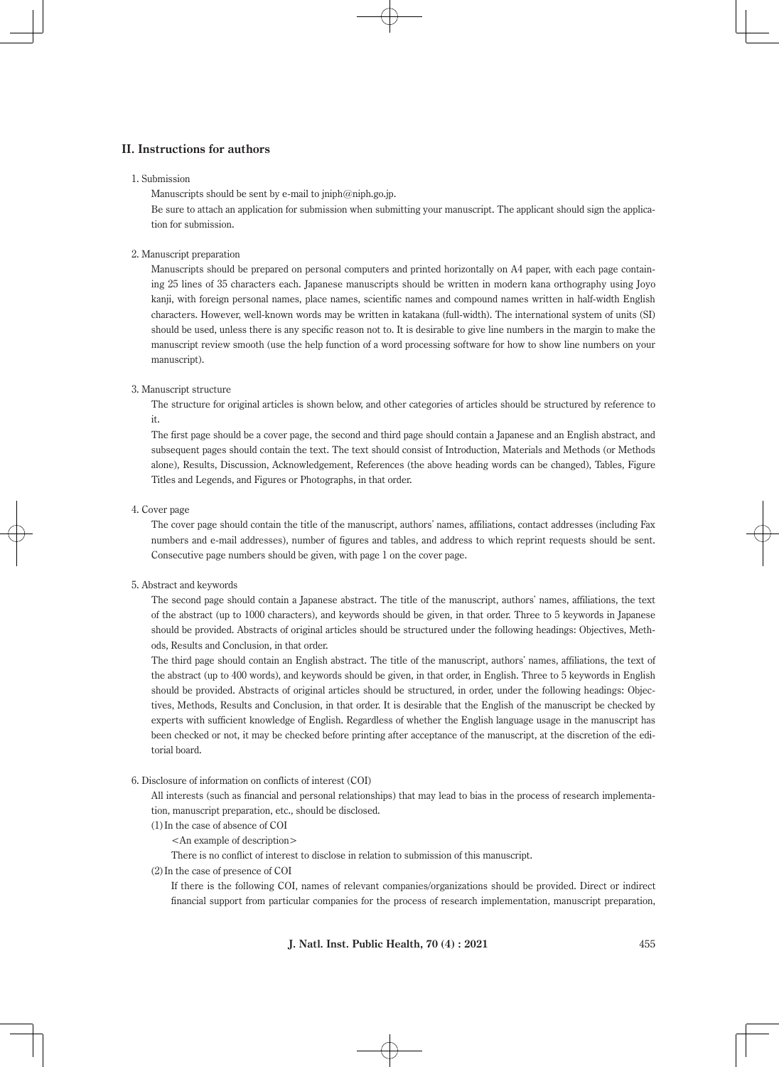## II. Instructions for authors

1. Submission

   Manuscripts should be sent by e-mail to jniph@niph.go.jp.

   Be sure to attach an application for submission when submitting your manuscript. The applicant should sign the application for submission.

2. Manuscript preparation

   Manuscripts should be prepared on personal computers and printed horizontally on A4 paper, with each page containing 25 lines of 35 characters each. Japanese manuscripts should be written in modern kana orthography using Joyo kanji, with foreign personal names, place names, scientific names and compound names written in half-width English characters. However, well-known words may be written in katakana (full-width). The international system of units (SI) should be used, unless there is any specific reason not to. It is desirable to give line numbers in the margin to make the manuscript review smooth (use the help function of a word processing software for how to show line numbers on your manuscript).

3. Manuscript structure

   The structure for original articles is shown below, and other categories of articles should be structured by reference to it.

   The first page should be a cover page, the second and third page should contain a Japanese and an English abstract, and subsequent pages should contain the text. The text should consist of Introduction, Materials and Methods (or Methods alone), Results, Discussion, Acknowledgement, References (the above heading words can be changed), Tables, Figure Titles and Legends, and Figures or Photographs, in that order.

4. Cover page

   The cover page should contain the title of the manuscript, authors' names, affiliations, contact addresses (including Fax numbers and e-mail addresses), number of figures and tables, and address to which reprint requests should be sent. Consecutive page numbers should be given, with page 1 on the cover page.

5. Abstract and keywords

   The second page should contain a Japanese abstract. The title of the manuscript, authors' names, affiliations, the text of the abstract (up to 1000 characters), and keywords should be given, in that order. Three to 5 keywords in Japanese should be provided. Abstracts of original articles should be structured under the following headings: Objectives, Methods, Results and Conclusion, in that order.

   The third page should contain an English abstract. The title of the manuscript, authors' names, affiliations, the text of the abstract (up to 400 words), and keywords should be given, in that order, in English. Three to 5 keywords in English should be provided. Abstracts of original articles should be structured, in order, under the following headings: Objectives, Methods, Results and Conclusion, in that order. It is desirable that the English of the manuscript be checked by experts with sufficient knowledge of English. Regardless of whether the English language usage in the manuscript has been checked or not, it may be checked before printing after acceptance of the manuscript, at the discretion of the editorial board.

6. Disclosure of information on conflicts of interest (COI)

   All interests (such as financial and personal relationships) that may lead to bias in the process of research implementation, manuscript preparation, etc., should be disclosed.

   (1) In the case of absence of COI

   <An example of description>

   There is no conflict of interest to disclose in relation to submission of this manuscript.

   (2) In the case of presence of COI

   If there is the following COI, names of relevant companies/organizations should be provided. Direct or indirect financial support from particular companies for the process of research implementation, manuscript preparation,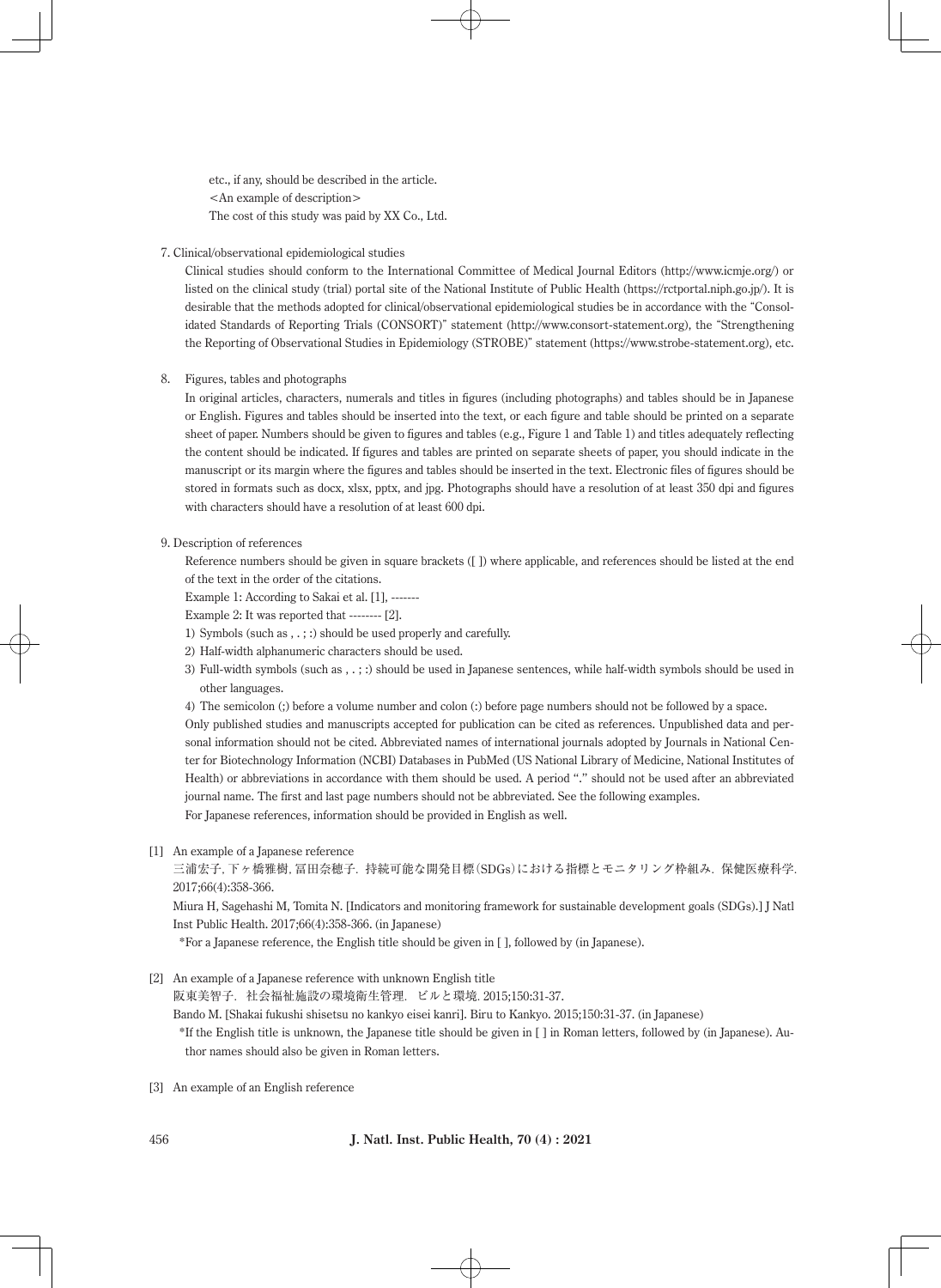etc., if any, should be described in the article.

<An example of description>

The cost of this study was paid by XX Co., Ltd.

7. Clinical/observational epidemiological studies

Clinical studies should conform to the International Committee of Medical Journal Editors (http://www.icmje.org/) or listed on the clinical study (trial) portal site of the National Institute of Public Health (https://rctportal.niph.go.jp/). It is desirable that the methods adopted for clinical/observational epidemiological studies be in accordance with the "Consolidated Standards of Reporting Trials (CONSORT)" statement (http://www.consort-statement.org), the "Strengthening the Reporting of Observational Studies in Epidemiology (STROBE)" statement (https://www.strobe-statement.org), etc.

8. Figures, tables and photographs

In original articles, characters, numerals and titles in figures (including photographs) and tables should be in Japanese or English. Figures and tables should be inserted into the text, or each figure and table should be printed on a separate sheet of paper. Numbers should be given to figures and tables (e.g., Figure 1 and Table 1) and titles adequately reflecting the content should be indicated. If figures and tables are printed on separate sheets of paper, you should indicate in the manuscript or its margin where the figures and tables should be inserted in the text. Electronic files of figures should be stored in formats such as docx, xlsx, pptx, and jpg. Photographs should have a resolution of at least 350 dpi and figures with characters should have a resolution of at least 600 dpi.

9. Description of references

Reference numbers should be given in square brackets ([ ]) where applicable, and references should be listed at the end of the text in the order of the citations.

Example 1: According to Sakai et al. [1], -------

Example 2: It was reported that -------- [2].

1) Symbols (such as , . ; :) should be used properly and carefully.

2) Half-width alphanumeric characters should be used.

3) Full-width symbols (such as , . ; :) should be used in Japanese sentences, while half-width symbols should be used in other languages.

4) The semicolon (;) before a volume number and colon (:) before page numbers should not be followed by a space.

Only published studies and manuscripts accepted for publication can be cited as references. Unpublished data and personal information should not be cited. Abbreviated names of international journals adopted by Journals in National Center for Biotechnology Information (NCBI) Databases in PubMed (US National Library of Medicine, National Institutes of Health) or abbreviations in accordance with them should be used. A period "." should not be used after an abbreviated journal name. The first and last page numbers should not be abbreviated. See the following examples.

For Japanese references, information should be provided in English as well.

[1] An example of a Japanese reference

三浦宏子，下ヶ橋雅樹，冨田奈穂子．持続可能な開発目標（SDGs）における指標とモニタリング枠組み．保健医療科学．2017;66(4):358-366.

Miura H, Sagehashi M, Tomita N. [Indicators and monitoring framework for sustainable development goals (SDGs).] J Natl Inst Public Health. 2017;66(4):358-366. (in Japanese)

*For a Japanese reference, the English title should be given in [ ], followed by (in Japanese).

[2] An example of a Japanese reference with unknown English title

阪東美智子．社会福祉施設の環境衛生管理．ビルと環境．2015;150:31-37.

Bando M. [Shakai fukushi shisetsu no kankyo eisei kanri]. Biru to Kankyo. 2015;150:31-37. (in Japanese)

*If the English title is unknown, the Japanese title should be given in [ ] in Roman letters, followed by (in Japanese). Author names should also be given in Roman letters.

[3] An example of an English reference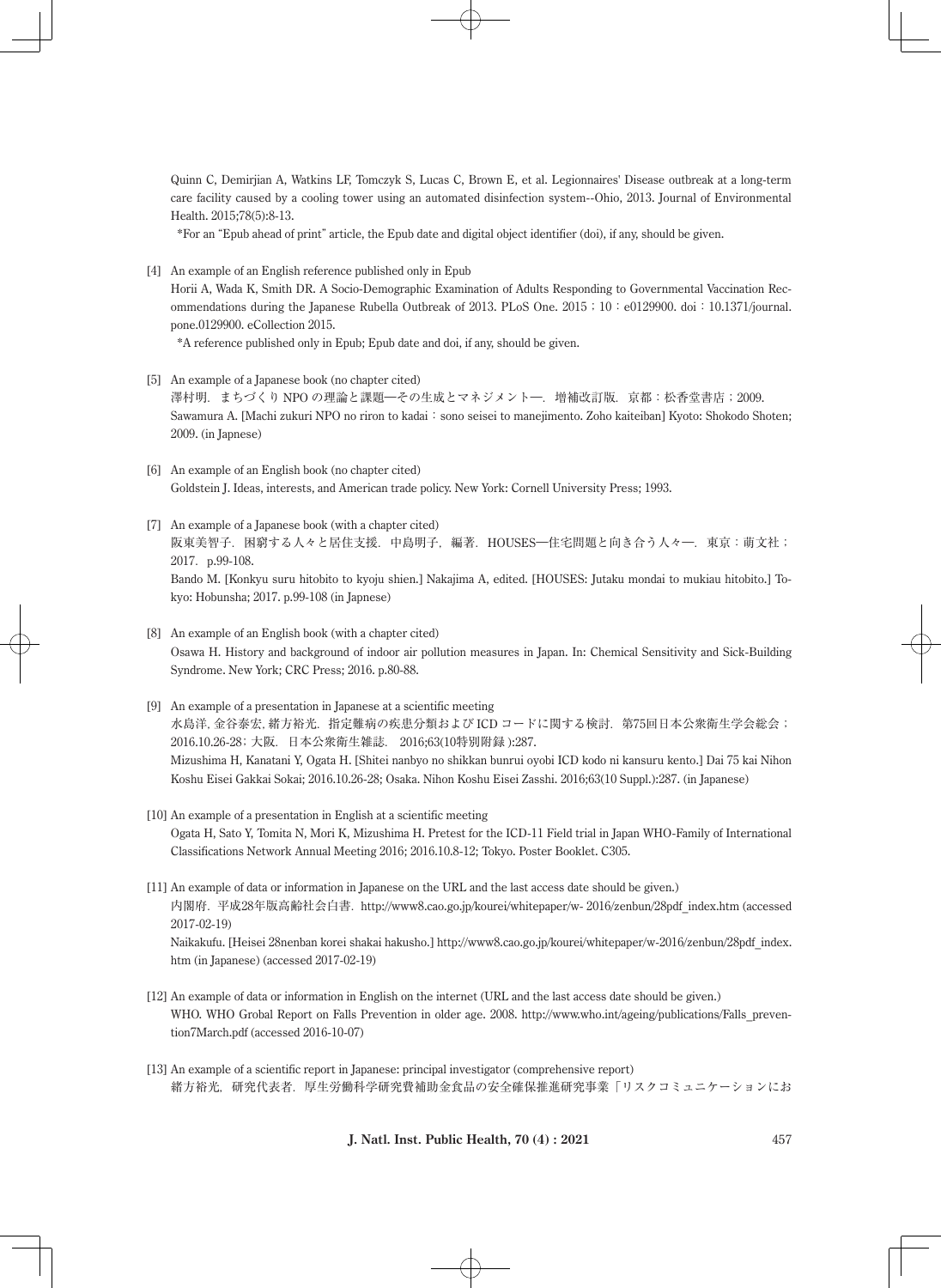Quinn C, Demirjian A, Watkins LF, Tomczyk S, Lucas C, Brown E, et al. Legionnaires' Disease outbreak at a long-term care facility caused by a cooling tower using an automated disinfection system--Ohio, 2013. Journal of Environmental Health. 2015;78(5):8-13.

*For an "Epub ahead of print" article, the Epub date and digital object identifier (doi), if any, should be given.

[4] An example of an English reference published only in Epub

Horii A, Wada K, Smith DR. A Socio-Demographic Examination of Adults Responding to Governmental Vaccination Recommendations during the Japanese Rubella Outbreak of 2013. PLoS One. 2015；10：e0129900. doi：10.1371/journal.pone.0129900. eCollection 2015.

*A reference published only in Epub; Epub date and doi, if any, should be given.

[5] An example of a Japanese book (no chapter cited)

澤村明．まちづくり NPO の理論と課題―その生成とマネジメント―．増補改訂版．京都：松香堂書店；2009.

Sawamura A. [Machi zukuri NPO no riron to kadai：sono seisei to manejimento. Zoho kaiteiban] Kyoto: Shokodo Shoten; 2009. (in Japnese)

[6] An example of an English book (no chapter cited)

Goldstein J. Ideas, interests, and American trade policy. New York: Cornell University Press; 1993.

[7] An example of a Japanese book (with a chapter cited)

阪東美智子．困窮する人々と居住支援．中島明子，編著．HOUSES―住宅問題と向き合う人々―．東京：萌文社；2017．p.99-108.

Bando M. [Konkyu suru hitobito to kyoju shien.] Nakajima A, edited. [HOUSES: Jutaku mondai to mukiau hitobito.] Tokyo: Hobunsha; 2017. p.99-108 (in Japnese)

[8] An example of an English book (with a chapter cited)

Osawa H. History and background of indoor air pollution measures in Japan. In: Chemical Sensitivity and Sick-Building Syndrome. New York; CRC Press; 2016. p.80-88.

[9] An example of a presentation in Japanese at a scientific meeting

水島洋, 金谷泰宏, 緒方裕光．指定難病の疾患分類および ICD コードに関する検討．第75回日本公衆衛生学会総会；2016.10.26-28；大阪．日本公衆衛生雑誌．2016;63(10特別附録):287.

Mizushima H, Kanatani Y, Ogata H. [Shitei nanbyo no shikkan bunrui oyobi ICD kodo ni kansuru kento.] Dai 75 kai Nihon Koshu Eisei Gakkai Sokai; 2016.10.26-28; Osaka. Nihon Koshu Eisei Zasshi. 2016;63(10 Suppl.):287. (in Japanese)

[10] An example of a presentation in English at a scientific meeting

Ogata H, Sato Y, Tomita N, Mori K, Mizushima H. Pretest for the ICD-11 Field trial in Japan WHO-Family of International Classifications Network Annual Meeting 2016; 2016.10.8-12; Tokyo. Poster Booklet. C305.

[11] An example of data or information in Japanese on the URL and the last access date should be given.)

内閣府．平成28年版高齢社会白書．http://www8.cao.go.jp/kourei/whitepaper/w- 2016/zenbun/28pdf_index.htm (accessed 2017-02-19)

Naikakufu. [Heisei 28nenban korei shakai hakusho.] http://www8.cao.go.jp/kourei/whitepaper/w-2016/zenbun/28pdf_index.htm (in Japanese) (accessed 2017-02-19)

[12] An example of data or information in English on the internet (URL and the last access date should be given.)

WHO. WHO Grobal Report on Falls Prevention in older age. 2008. http://www.who.int/ageing/publications/Falls_prevention7March.pdf (accessed 2016-10-07)

[13] An example of a scientific report in Japanese: principal investigator (comprehensive report)

緒方裕光，研究代表者．厚生労働科学研究費補助金食品の安全確保推進研究事業「リスクコミュニケーションにお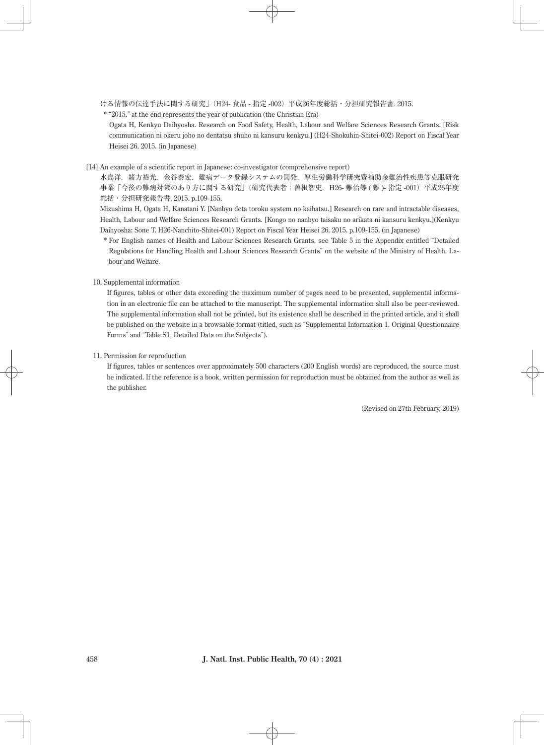ける情報の伝達手法に関する研究」（H24- 食品 - 指定 -002）平成26年度総括・分担研究報告書. 2015.

\* "2015." at the end represents the year of publication (the Christian Era)

Ogata H, Kenkyu Daihyosha. Research on Food Safety, Health, Labour and Welfare Sciences Research Grants. [Risk communication ni okeru joho no dentatsu shuho ni kansuru kenkyu.] (H24-Shokuhin-Shitei-002) Report on Fiscal Year Heisei 26. 2015. (in Japanese)

[14] An example of a scientific report in Japanese: co-investigator (comprehensive report)

水島洋，緒方裕光，金谷泰宏．難病データ登録システムの開発．厚生労働科学研究費補助金難治性疾患等克服研究事業「今後の難病対策のあり方に関する研究」（研究代表者：曽根智史．H26- 難治等 ( 難 )- 指定 -001）平成26年度総括・分担研究報告書. 2015. p.109-155.

Mizushima H, Ogata H, Kanatani Y. [Nanbyo deta toroku system no kaihatsu.] Research on rare and intractable diseases, Health, Labour and Welfare Sciences Research Grants. [Kongo no nanbyo taisaku no arikata ni kansuru kenkyu.](Kenkyu Daihyosha: Sone T. H26-Nanchito-Shitei-001) Report on Fiscal Year Heisei 26. 2015. p.109-155. (in Japanese)

\* For English names of Health and Labour Sciences Research Grants, see Table 5 in the Appendix entitled "Detailed Regulations for Handling Health and Labour Sciences Research Grants" on the website of the Ministry of Health, Labour and Welfare.

10. Supplemental information

If figures, tables or other data exceeding the maximum number of pages need to be presented, supplemental information in an electronic file can be attached to the manuscript. The supplemental information shall also be peer-reviewed. The supplemental information shall not be printed, but its existence shall be described in the printed article, and it shall be published on the website in a browsable format (titled, such as "Supplemental Information 1. Original Questionnaire Forms" and "Table S1, Detailed Data on the Subjects").

11. Permission for reproduction

If figures, tables or sentences over approximately 500 characters (200 English words) are reproduced, the source must be indicated. If the reference is a book, written permission for reproduction must be obtained from the author as well as the publisher.

(Revised on 27th February, 2019)